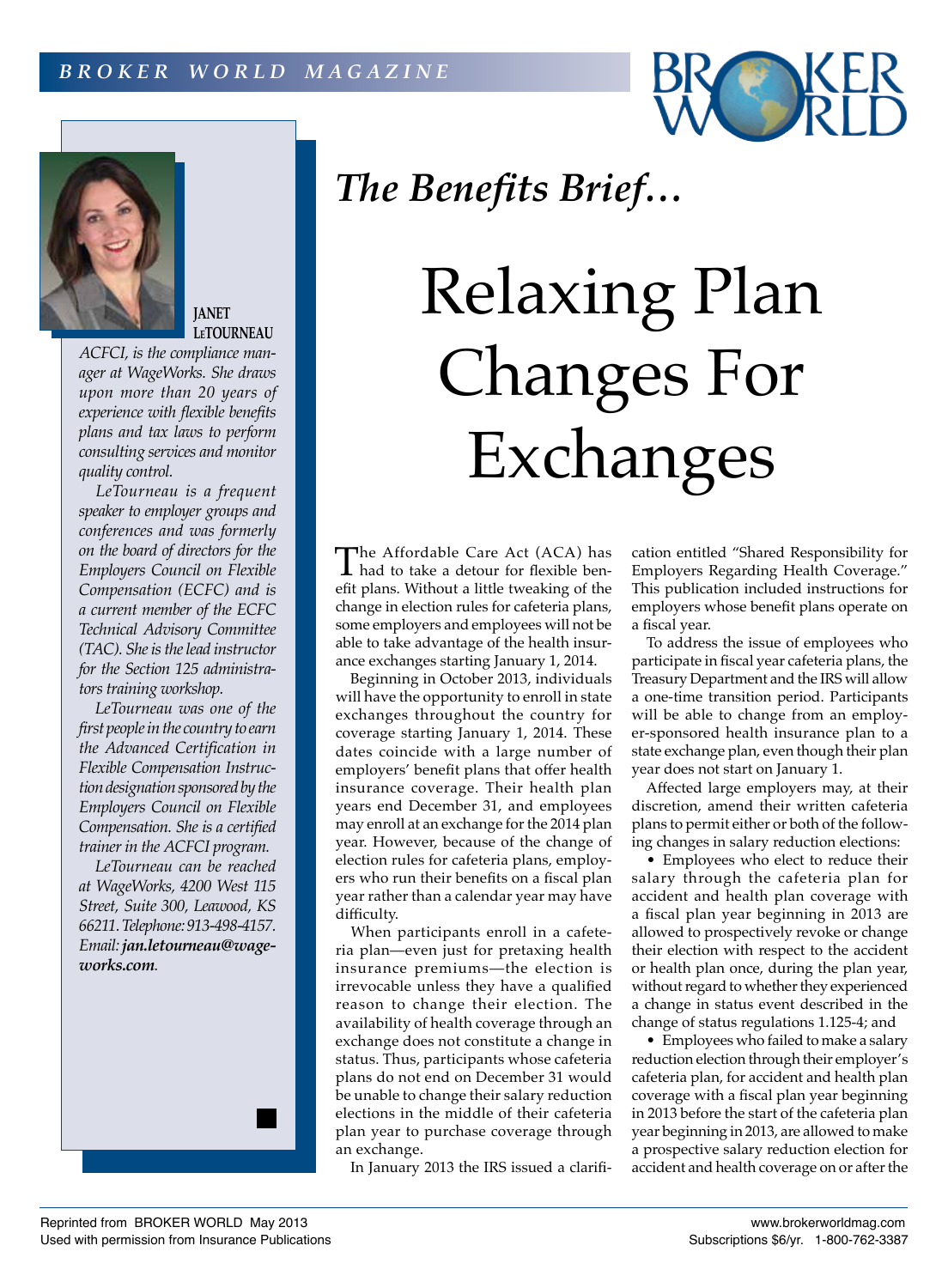*The Benefits Brief…*

# Relaxing Plan Changes For Exchanges

**JANET LeTOURNEAU**

*ACFCI, is the compliance manager at WageWorks. She draws upon more than 20 years of experience with flexible benefits plans and tax laws to perform consulting services and monitor quality control.*

*LeTourneau is a frequent speaker to employer groups and conferences and was formerly on the board of directors for the Employers Council on Flexible Compensation (ECFC) and is a current member of the ECFC Technical Advisory Committee (TAC). She is the lead instructor for the Section 125 administrators training workshop.*

*LeTourneau was one of the first people in the country to earn the Advanced Certification in Flexible Compensation Instruction designation sponsored by the Employers Council on Flexible Compensation. She is a certified trainer in the ACFCI program.*

*LeTourneau can be reached at WageWorks, 4200 West 115 Street, Suite 300, Leawood, KS 66211. Telephone: 913-498-4157. Email:* ***jan.letourneau@wageworks.com****.*

The Affordable Care Act (ACA) has had to take a detour for flexible benefit plans. Without a little tweaking of the change in election rules for cafeteria plans, some employers and employees will not be able to take advantage of the health insurance exchanges starting January 1, 2014.

Beginning in October 2013, individuals will have the opportunity to enroll in state exchanges throughout the country for coverage starting January 1, 2014. These dates coincide with a large number of employers' benefit plans that offer health insurance coverage. Their health plan years end December 31, and employees may enroll at an exchange for the 2014 plan year. However, because of the change of election rules for cafeteria plans, employers who run their benefits on a fiscal plan year rather than a calendar year may have difficulty.

When participants enroll in a cafeteria plan—even just for pretaxing health insurance premiums—the election is irrevocable unless they have a qualified reason to change their election. The availability of health coverage through an exchange does not constitute a change in status. Thus, participants whose cafeteria plans do not end on December 31 would be unable to change their salary reduction elections in the middle of their cafeteria plan year to purchase coverage through an exchange.

In January 2013 the IRS issued a clarification entitled "Shared Responsibility for Employers Regarding Health Coverage." This publication included instructions for employers whose benefit plans operate on a fiscal year.

To address the issue of employees who participate in fiscal year cafeteria plans, the Treasury Department and the IRS will allow a one-time transition period. Participants will be able to change from an employer-sponsored health insurance plan to a state exchange plan, even though their plan year does not start on January 1.

Affected large employers may, at their discretion, amend their written cafeteria plans to permit either or both of the following changes in salary reduction elections:

- Employees who elect to reduce their salary through the cafeteria plan for accident and health plan coverage with a fiscal plan year beginning in 2013 are allowed to prospectively revoke or change their election with respect to the accident or health plan coverage once, during the plan year, without regard to whether they experienced a change in status event described in the change of status regulations 1.125-4; and
- Employees who failed to make a salary reduction election through their employer's cafeteria plan, for accident and health plan coverage with a fiscal plan year beginning in 2013 before the start of the cafeteria plan year beginning in 2013, are allowed to make a prospective salary reduction election for accident and health coverage on or after the

Reprinted from BROKER WORLD May 2013
Used with permission from Insurance Publications

www.brokerworldmag.com
Subscriptions $6/yr. 1-800-762-3387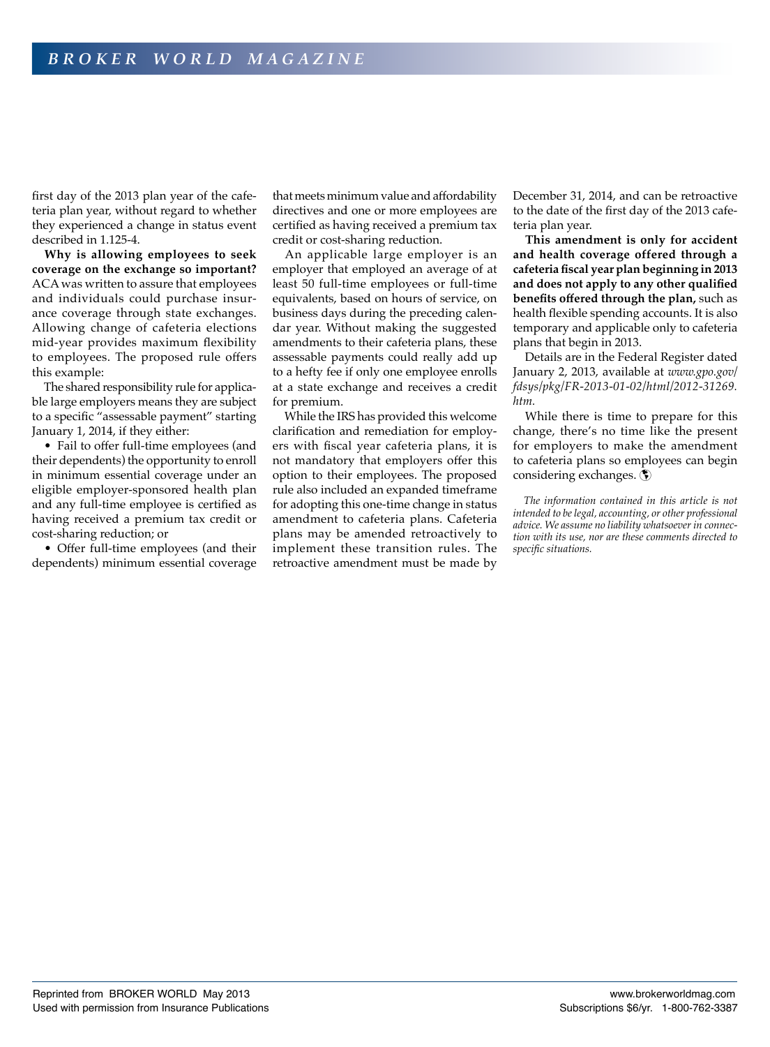first day of the 2013 plan year of the cafeteria plan year, without regard to whether they experienced a change in status event described in 1.125-4.

**Why is allowing employees to seek coverage on the exchange so important?** ACA was written to assure that employees and individuals could purchase insurance coverage through state exchanges. Allowing change of cafeteria elections mid-year provides maximum flexibility to employees. The proposed rule offers this example:

The shared responsibility rule for applicable large employers means they are subject to a specific "assessable payment" starting January 1, 2014, if they either:

- Fail to offer full-time employees (and their dependents) the opportunity to enroll in minimum essential coverage under an eligible employer-sponsored health plan and any full-time employee is certified as having received a premium tax credit or cost-sharing reduction; or
- Offer full-time employees (and their dependents) minimum essential coverage that meets minimum value and affordability directives and one or more employees are certified as having received a premium tax credit or cost-sharing reduction.

An applicable large employer is an employer that employed an average of at least 50 full-time employees or full-time equivalents, based on hours of service, on business days during the preceding calendar year. Without making the suggested amendments to their cafeteria plans, these assessable payments could really add up to a hefty fee if only one employee enrolls at a state exchange and receives a credit for premium.

While the IRS has provided this welcome clarification and remediation for employers with fiscal year cafeteria plans, it is not mandatory that employers offer this option to their employees. The proposed rule also included an expanded timeframe for adopting this one-time change in status amendment to cafeteria plans. Cafeteria plans may be amended retroactively to implement these transition rules. The retroactive amendment must be made by December 31, 2014, and can be retroactive to the date of the first day of the 2013 cafeteria plan year.

**This amendment is only for accident and health coverage offered through a cafeteria fiscal year plan beginning in 2013 and does not apply to any other qualified benefits offered through the plan,** such as health flexible spending accounts. It is also temporary and applicable only to cafeteria plans that begin in 2013.

Details are in the Federal Register dated January 2, 2013, available at *www.gpo.gov/fdsys/pkg/FR-2013-01-02/html/2012-31269.htm.*

While there is time to prepare for this change, there's no time like the present for employers to make the amendment to cafeteria plans so employees can begin considering exchanges.

*The information contained in this article is not intended to be legal, accounting, or other professional advice. We assume no liability whatsoever in connection with its use, nor are these comments directed to specific situations.*

Reprinted from BROKER WORLD May 2013
Used with permission from Insurance Publications

www.brokerworldmag.com
Subscriptions $6/yr. 1-800-762-3387